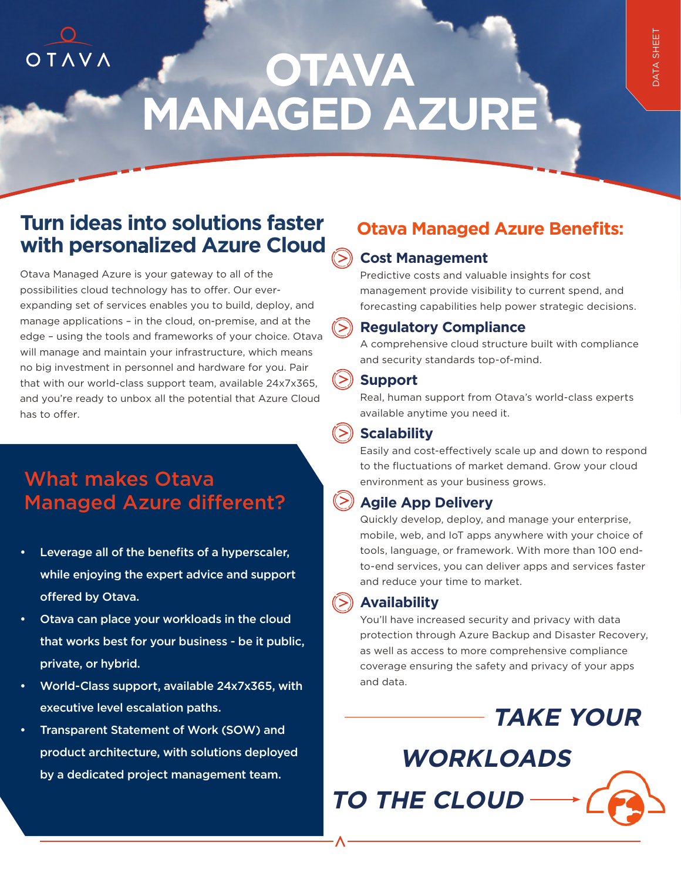OTAVA

DATA SHEET

# OTAVA MANAGED AZURE

## Turn ideas into solutions faster with personalized Azure Cloud

Otava Managed Azure is your gateway to all of the possibilities cloud technology has to offer. Our ever-expanding set of services enables you to build, deploy, and manage applications – in the cloud, on-premise, and at the edge – using the tools and frameworks of your choice. Otava will manage and maintain your infrastructure, which means no big investment in personnel and hardware for you. Pair that with our world-class support team, available 24x7x365, and you're ready to unbox all the potential that Azure Cloud has to offer.

## What makes Otava Managed Azure different?

- **Leverage all of the benefits of a hyperscaler, while enjoying the expert advice and support offered by Otava.**
- **Otava can place your workloads in the cloud that works best for your business - be it public, private, or hybrid.**
- **World-Class support, available 24x7x365, with executive level escalation paths.**
- **Transparent Statement of Work (SOW) and product architecture, with solutions deployed by a dedicated project management team.**

## Otava Managed Azure Benefits:

### Cost Management

Predictive costs and valuable insights for cost management provide visibility to current spend, and forecasting capabilities help power strategic decisions.

### Regulatory Compliance

A comprehensive cloud structure built with compliance and security standards top-of-mind.

### Support

Real, human support from Otava's world-class experts available anytime you need it.

### Scalability

Easily and cost-effectively scale up and down to respond to the fluctuations of market demand. Grow your cloud environment as your business grows.

### Agile App Delivery

Quickly develop, deploy, and manage your enterprise, mobile, web, and IoT apps anywhere with your choice of tools, language, or framework. With more than 100 end-to-end services, you can deliver apps and services faster and reduce your time to market.

### Availability

You'll have increased security and privacy with data protection through Azure Backup and Disaster Recovery, as well as access to more comprehensive compliance coverage ensuring the safety and privacy of your apps and data.

***TAKE YOUR WORKLOADS TO THE CLOUD***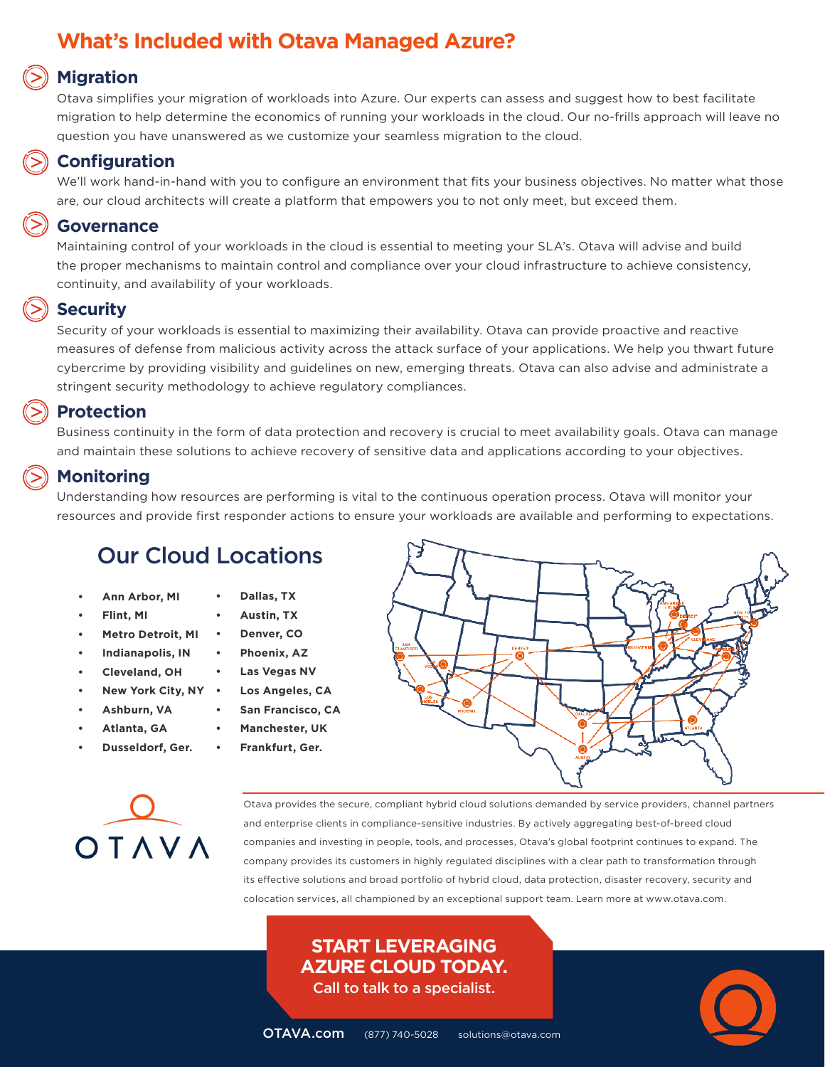# What's Included with Otava Managed Azure?

## Migration

Otava simplifies your migration of workloads into Azure. Our experts can assess and suggest how to best facilitate migration to help determine the economics of running your workloads in the cloud. Our no-frills approach will leave no question you have unanswered as we customize your seamless migration to the cloud.

## Configuration

We'll work hand-in-hand with you to configure an environment that fits your business objectives. No matter what those are, our cloud architects will create a platform that empowers you to not only meet, but exceed them.

## Governance

Maintaining control of your workloads in the cloud is essential to meeting your SLA's. Otava will advise and build the proper mechanisms to maintain control and compliance over your cloud infrastructure to achieve consistency, continuity, and availability of your workloads.

## Security

Security of your workloads is essential to maximizing their availability. Otava can provide proactive and reactive measures of defense from malicious activity across the attack surface of your applications. We help you thwart future cybercrime by providing visibility and guidelines on new, emerging threats. Otava can also advise and administrate a stringent security methodology to achieve regulatory compliances.

## Protection

Business continuity in the form of data protection and recovery is crucial to meet availability goals. Otava can manage and maintain these solutions to achieve recovery of sensitive data and applications according to your objectives.

## Monitoring

Understanding how resources are performing is vital to the continuous operation process. Otava will monitor your resources and provide first responder actions to ensure your workloads are available and performing to expectations.

## Our Cloud Locations

- **Ann Arbor, MI**
- **Flint, MI**
- **Metro Detroit, MI**
- **Indianapolis, IN**
- **Cleveland, OH**
- **New York City, NY**
- **Ashburn, VA**
- **Atlanta, GA**
- **Dusseldorf, Ger.**
- **Dallas, TX**
- **Austin, TX**
- **Denver, CO**
- **Phoenix, AZ**
- **Las Vegas NV**
- **Los Angeles, CA**
- **San Francisco, CA**
- **Manchester, UK**
- **Frankfurt, Ger.**

OTAVA

Otava provides the secure, compliant hybrid cloud solutions demanded by service providers, channel partners and enterprise clients in compliance-sensitive industries. By actively aggregating best-of-breed cloud companies and investing in people, tools, and processes, Otava's global footprint continues to expand. The company provides its customers in highly regulated disciplines with a clear path to transformation through its effective solutions and broad portfolio of hybrid cloud, data protection, disaster recovery, security and colocation services, all championed by an exceptional support team. Learn more at www.otava.com.

**START LEVERAGING AZURE CLOUD TODAY.**
Call to talk to a specialist.

**OTAVA.com** (877) 740-5028 solutions@otava.com